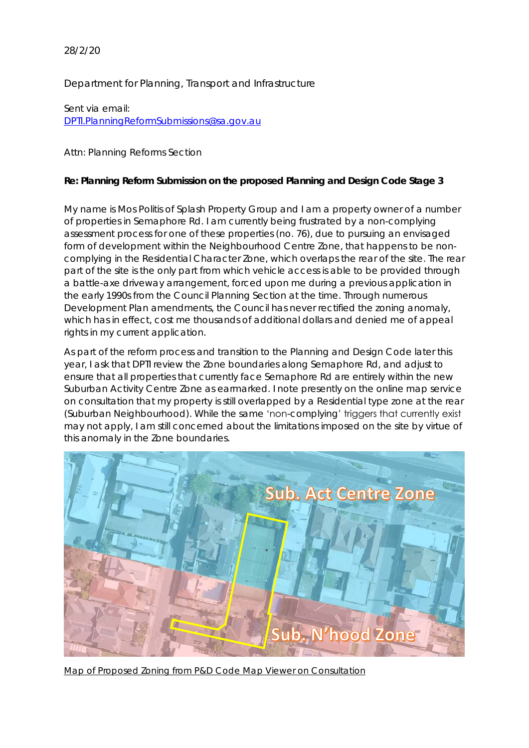28/2/20

Department for Planning, Transport and Infrastructure

Sent via email:
[DPTI.PlanningReformSubmissions@sa.gov.au](mailto:DPTI.PlanningReformSubmissions@sa.gov.au)

Attn: Planning Reforms Section

**Re: Planning Reform Submission on the proposed Planning and Design Code Stage 3**

My name is Mos Politis of Splash Property Group and I am a property owner of a number of properties in Semaphore Rd. I am currently being frustrated by a non-complying assessment process for one of these properties (no. 76), due to pursuing an envisaged form of development within the Neighbourhood Centre Zone, that happens to be non-complying in the Residential Character Zone, which overlaps the rear of the site. The rear part of the site is the only part from which vehicle access is able to be provided through a battle-axe driveway arrangement, forced upon me during a previous application in the early 1990s from the Council Planning Section at the time. Through numerous Development Plan amendments, the Council has never rectified the zoning anomaly, which has in effect, cost me thousands of additional dollars and denied me of appeal rights in my current application.

As part of the reform process and transition to the Planning and Design Code later this year, I ask that DPTI review the Zone boundaries along Semaphore Rd, and adjust to ensure that all properties that currently face Semaphore Rd are entirely within the new Suburban Activity Centre Zone as earmarked. I note presently on the online map service on consultation that my property is still overlapped by a Residential type zone at the rear (Suburban Neighbourhood). While the same 'non-complying' triggers that currently exist may not apply, I am still concerned about the limitations imposed on the site by virtue of this anomaly in the Zone boundaries.

Map of Proposed Zoning from P&D Code Map Viewer on Consultation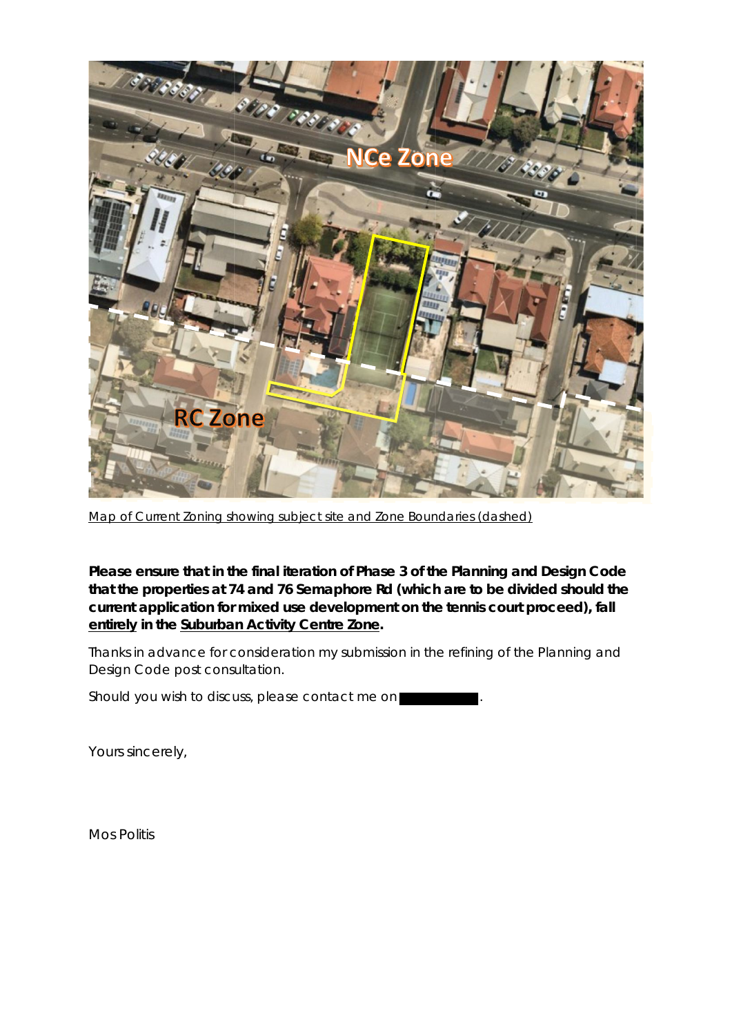Map of Current Zoning showing subject site and Zone Boundaries (dashed)

**Please ensure that in the final iteration of Phase 3 of the Planning and Design Code that the properties at 74 and 76 Semaphore Rd (which are to be divided should the current application for mixed use development on the tennis court proceed), fall <u>entirely</u> in the <u>Suburban Activity Centre Zone</u>.**

Thanks in advance for consideration my submission in the refining of the Planning and Design Code post consultation.

Should you wish to discuss, please contact me on ██████.

Yours sincerely,

Mos Politis